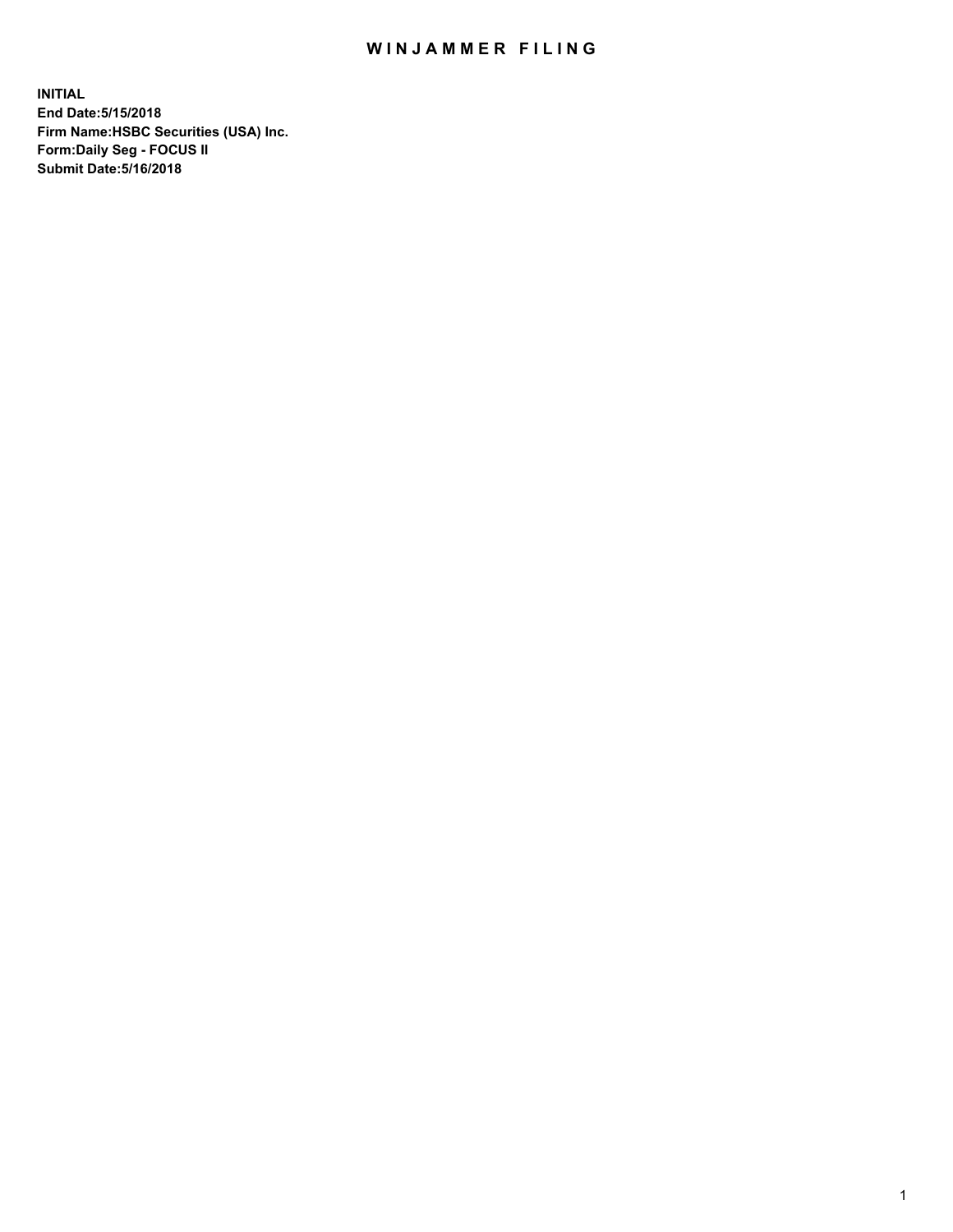# WINJAMMER FILING

**INITIAL**
**End Date:5/15/2018**
**Firm Name:HSBC Securities (USA) Inc.**
**Form:Daily Seg - FOCUS II**
**Submit Date:5/16/2018**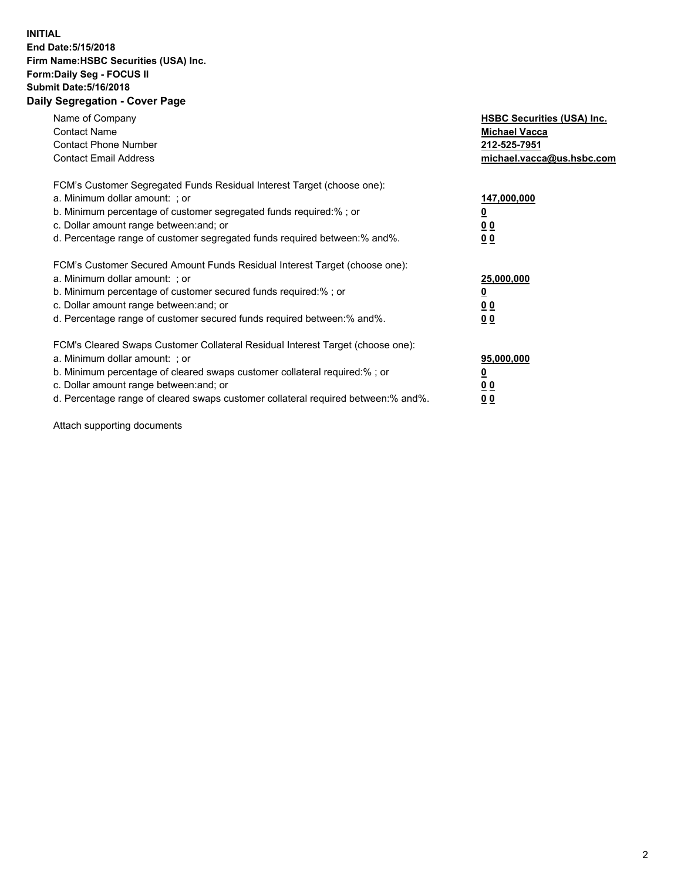**INITIAL**
**End Date:5/15/2018**
**Firm Name:HSBC Securities (USA) Inc.**
**Form:Daily Seg - FOCUS II**
**Submit Date:5/16/2018**

## Daily Segregation - Cover Page

| | |
|---|---|
| Name of Company | **HSBC Securities (USA) Inc.** |
| Contact Name | **Michael Vacca** |
| Contact Phone Number | **212-525-7951** |
| Contact Email Address | **michael.vacca@us.hsbc.com** |

FCM's Customer Segregated Funds Residual Interest Target (choose one):

| | |
|---|---|
| a. Minimum dollar amount: ; or | **147,000,000** |
| b. Minimum percentage of customer segregated funds required:% ; or | **0** |
| c. Dollar amount range between:and; or | **0 0** |
| d. Percentage range of customer segregated funds required between:% and%. | **0 0** |

FCM's Customer Secured Amount Funds Residual Interest Target (choose one):

| | |
|---|---|
| a. Minimum dollar amount: ; or | **25,000,000** |
| b. Minimum percentage of customer secured funds required:% ; or | **0** |
| c. Dollar amount range between:and; or | **0 0** |
| d. Percentage range of customer secured funds required between:% and%. | **0 0** |

FCM's Cleared Swaps Customer Collateral Residual Interest Target (choose one):

| | |
|---|---|
| a. Minimum dollar amount: ; or | **95,000,000** |
| b. Minimum percentage of cleared swaps customer collateral required:% ; or | **0** |
| c. Dollar amount range between:and; or | **0 0** |
| d. Percentage range of cleared swaps customer collateral required between:% and%. | **0 0** |

Attach supporting documents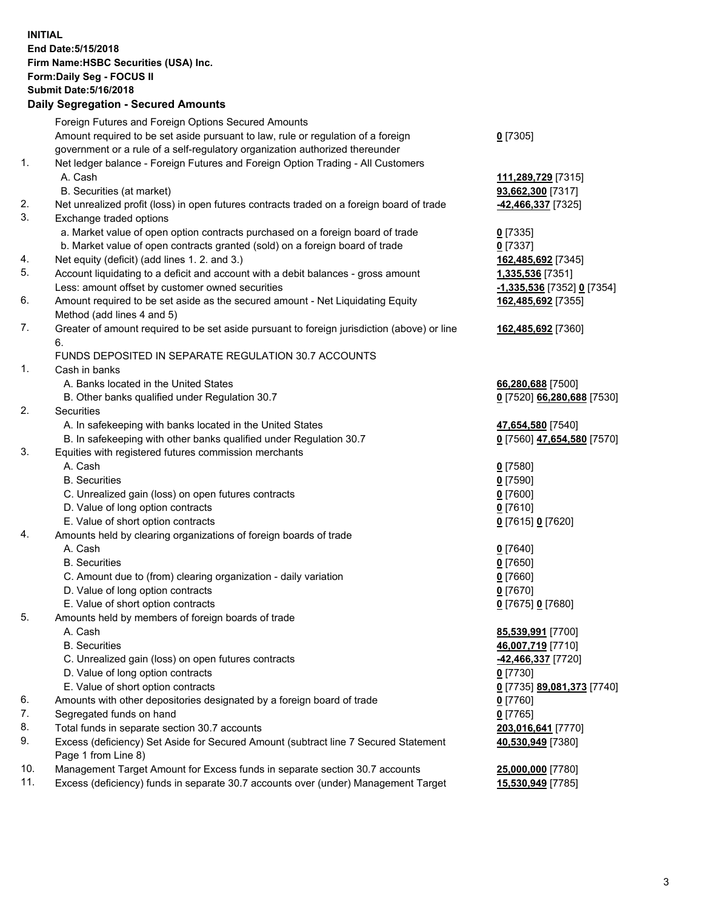**INITIAL**
**End Date:5/15/2018**
**Firm Name:HSBC Securities (USA) Inc.**
**Form:Daily Seg - FOCUS II**
**Submit Date:5/16/2018**

## Daily Segregation - Secured Amounts

| | | |
|---|---|---|
| | Foreign Futures and Foreign Options Secured Amounts | |
| | Amount required to be set aside pursuant to law, rule or regulation of a foreign government or a rule of a self-regulatory organization authorized thereunder | **0** [7305] |
| 1. | Net ledger balance - Foreign Futures and Foreign Option Trading - All Customers | |
| | A. Cash | **111,289,729** [7315] |
| | B. Securities (at market) | **93,662,300** [7317] |
| 2. | Net unrealized profit (loss) in open futures contracts traded on a foreign board of trade | **-42,466,337** [7325] |
| 3. | Exchange traded options | |
| | a. Market value of open option contracts purchased on a foreign board of trade | **0** [7335] |
| | b. Market value of open contracts granted (sold) on a foreign board of trade | **0** [7337] |
| 4. | Net equity (deficit) (add lines 1. 2. and 3.) | **162,485,692** [7345] |
| 5. | Account liquidating to a deficit and account with a debit balances - gross amount | **1,335,536** [7351] |
| | Less: amount offset by customer owned securities | **-1,335,536** [7352] **0** [7354] |
| 6. | Amount required to be set aside as the secured amount - Net Liquidating Equity Method (add lines 4 and 5) | **162,485,692** [7355] |
| 7. | Greater of amount required to be set aside pursuant to foreign jurisdiction (above) or line 6. | **162,485,692** [7360] |
| | FUNDS DEPOSITED IN SEPARATE REGULATION 30.7 ACCOUNTS | |
| 1. | Cash in banks | |
| | A. Banks located in the United States | **66,280,688** [7500] |
| | B. Other banks qualified under Regulation 30.7 | **0** [7520] **66,280,688** [7530] |
| 2. | Securities | |
| | A. In safekeeping with banks located in the United States | **47,654,580** [7540] |
| | B. In safekeeping with other banks qualified under Regulation 30.7 | **0** [7560] **47,654,580** [7570] |
| 3. | Equities with registered futures commission merchants | |
| | A. Cash | **0** [7580] |
| | B. Securities | **0** [7590] |
| | C. Unrealized gain (loss) on open futures contracts | **0** [7600] |
| | D. Value of long option contracts | **0** [7610] |
| | E. Value of short option contracts | **0** [7615] **0** [7620] |
| 4. | Amounts held by clearing organizations of foreign boards of trade | |
| | A. Cash | **0** [7640] |
| | B. Securities | **0** [7650] |
| | C. Amount due to (from) clearing organization - daily variation | **0** [7660] |
| | D. Value of long option contracts | **0** [7670] |
| | E. Value of short option contracts | **0** [7675] **0** [7680] |
| 5. | Amounts held by members of foreign boards of trade | |
| | A. Cash | **85,539,991** [7700] |
| | B. Securities | **46,007,719** [7710] |
| | C. Unrealized gain (loss) on open futures contracts | **-42,466,337** [7720] |
| | D. Value of long option contracts | **0** [7730] |
| | E. Value of short option contracts | **0** [7735] **89,081,373** [7740] |
| 6. | Amounts with other depositories designated by a foreign board of trade | **0** [7760] |
| 7. | Segregated funds on hand | **0** [7765] |
| 8. | Total funds in separate section 30.7 accounts | **203,016,641** [7770] |
| 9. | Excess (deficiency) Set Aside for Secured Amount (subtract line 7 Secured Statement Page 1 from Line 8) | **40,530,949** [7380] |
| 10. | Management Target Amount for Excess funds in separate section 30.7 accounts | **25,000,000** [7780] |
| 11. | Excess (deficiency) funds in separate 30.7 accounts over (under) Management Target | **15,530,949** [7785] |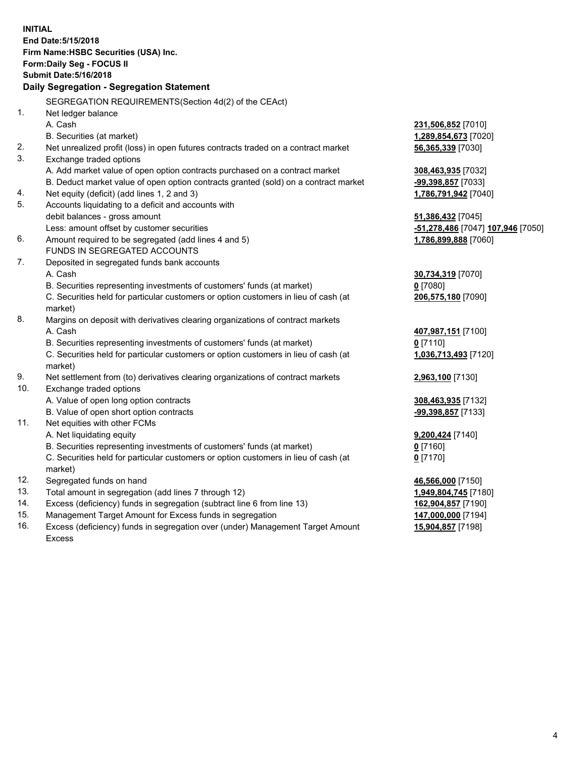**INITIAL**
**End Date:5/15/2018**
**Firm Name:HSBC Securities (USA) Inc.**
**Form:Daily Seg - FOCUS II**
**Submit Date:5/16/2018**

## Daily Segregation - Segregation Statement

SEGREGATION REQUIREMENTS(Section 4d(2) of the CEAct)

| | | |
|---|---|---|
| 1. | Net ledger balance | |
| | A. Cash | **231,506,852** [7010] |
| | B. Securities (at market) | **1,289,854,673** [7020] |
| 2. | Net unrealized profit (loss) in open futures contracts traded on a contract market | **56,365,339** [7030] |
| 3. | Exchange traded options | |
| | A. Add market value of open option contracts purchased on a contract market | **308,463,935** [7032] |
| | B. Deduct market value of open option contracts granted (sold) on a contract market | **-99,398,857** [7033] |
| 4. | Net equity (deficit) (add lines 1, 2 and 3) | **1,786,791,942** [7040] |
| 5. | Accounts liquidating to a deficit and accounts with | |
| | debit balances - gross amount | **51,386,432** [7045] |
| | Less: amount offset by customer securities | **-51,278,486** [7047] **107,946** [7050] |
| 6. | Amount required to be segregated (add lines 4 and 5) | **1,786,899,888** [7060] |
| | FUNDS IN SEGREGATED ACCOUNTS | |
| 7. | Deposited in segregated funds bank accounts | |
| | A. Cash | **30,734,319** [7070] |
| | B. Securities representing investments of customers' funds (at market) | **0** [7080] |
| | C. Securities held for particular customers or option customers in lieu of cash (at market) | **206,575,180** [7090] |
| 8. | Margins on deposit with derivatives clearing organizations of contract markets | |
| | A. Cash | **407,987,151** [7100] |
| | B. Securities representing investments of customers' funds (at market) | **0** [7110] |
| | C. Securities held for particular customers or option customers in lieu of cash (at market) | **1,036,713,493** [7120] |
| 9. | Net settlement from (to) derivatives clearing organizations of contract markets | **2,963,100** [7130] |
| 10. | Exchange traded options | |
| | A. Value of open long option contracts | **308,463,935** [7132] |
| | B. Value of open short option contracts | **-99,398,857** [7133] |
| 11. | Net equities with other FCMs | |
| | A. Net liquidating equity | **9,200,424** [7140] |
| | B. Securities representing investments of customers' funds (at market) | **0** [7160] |
| | C. Securities held for particular customers or option customers in lieu of cash (at market) | **0** [7170] |
| 12. | Segregated funds on hand | **46,566,000** [7150] |
| 13. | Total amount in segregation (add lines 7 through 12) | **1,949,804,745** [7180] |
| 14. | Excess (deficiency) funds in segregation (subtract line 6 from line 13) | **162,904,857** [7190] |
| 15. | Management Target Amount for Excess funds in segregation | **147,000,000** [7194] |
| 16. | Excess (deficiency) funds in segregation over (under) Management Target Amount Excess | **15,904,857** [7198] |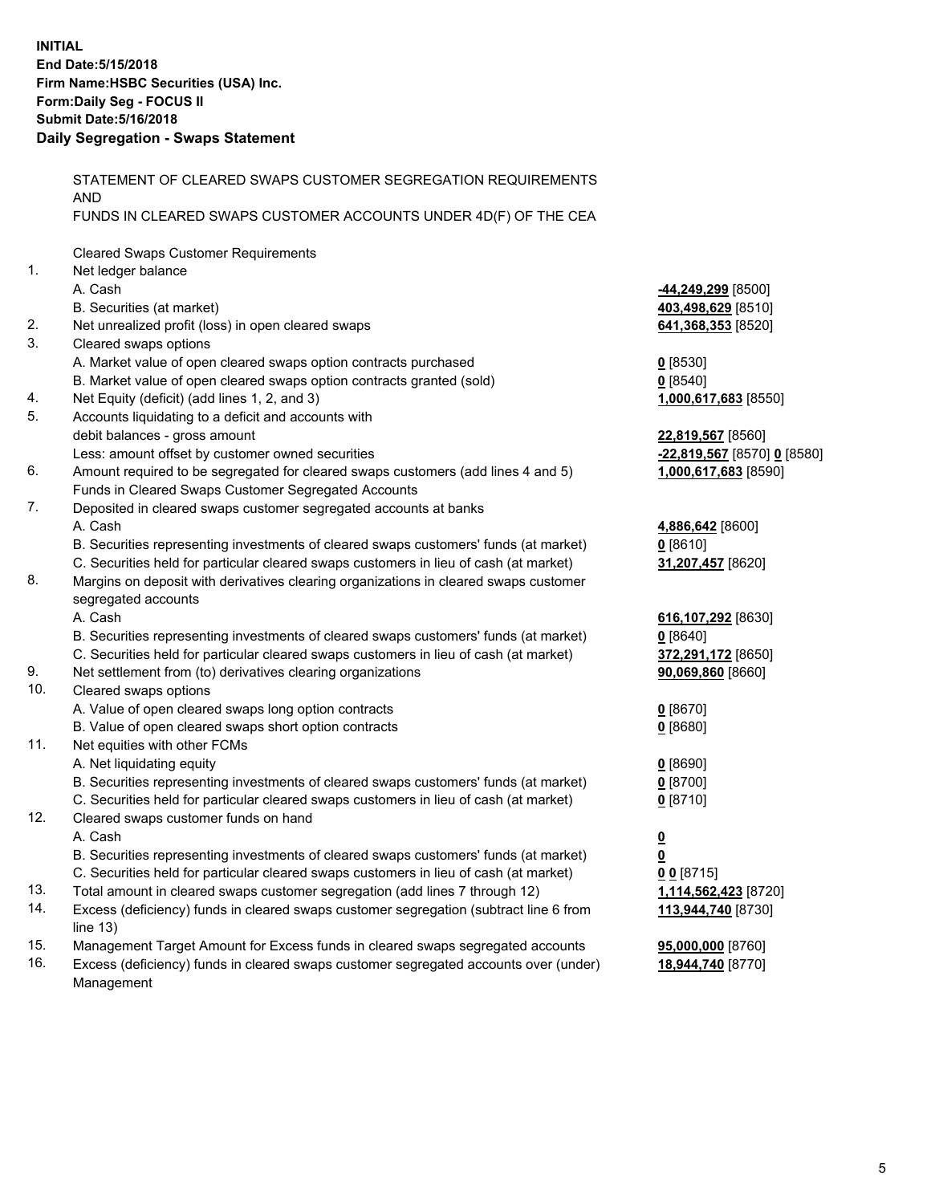**INITIAL**
**End Date:5/15/2018**
**Firm Name:HSBC Securities (USA) Inc.**
**Form:Daily Seg - FOCUS II**
**Submit Date:5/16/2018**
**Daily Segregation - Swaps Statement**

STATEMENT OF CLEARED SWAPS CUSTOMER SEGREGATION REQUIREMENTS AND FUNDS IN CLEARED SWAPS CUSTOMER ACCOUNTS UNDER 4D(F) OF THE CEA

| | | |
|---|---|---|
| | Cleared Swaps Customer Requirements | |
| 1. | Net ledger balance | |
| | A. Cash | **-44,249,299** [8500] |
| | B. Securities (at market) | **403,498,629** [8510] |
| 2. | Net unrealized profit (loss) in open cleared swaps | **641,368,353** [8520] |
| 3. | Cleared swaps options | |
| | A. Market value of open cleared swaps option contracts purchased | **0** [8530] |
| | B. Market value of open cleared swaps option contracts granted (sold) | **0** [8540] |
| 4. | Net Equity (deficit) (add lines 1, 2, and 3) | **1,000,617,683** [8550] |
| 5. | Accounts liquidating to a deficit and accounts with debit balances - gross amount | **22,819,567** [8560] |
| | Less: amount offset by customer owned securities | **-22,819,567** [8570] **0** [8580] |
| 6. | Amount required to be segregated for cleared swaps customers (add lines 4 and 5) | **1,000,617,683** [8590] |
| | Funds in Cleared Swaps Customer Segregated Accounts | |
| 7. | Deposited in cleared swaps customer segregated accounts at banks | |
| | A. Cash | **4,886,642** [8600] |
| | B. Securities representing investments of cleared swaps customers' funds (at market) | **0** [8610] |
| | C. Securities held for particular cleared swaps customers in lieu of cash (at market) | **31,207,457** [8620] |
| 8. | Margins on deposit with derivatives clearing organizations in cleared swaps customer segregated accounts | |
| | A. Cash | **616,107,292** [8630] |
| | B. Securities representing investments of cleared swaps customers' funds (at market) | **0** [8640] |
| | C. Securities held for particular cleared swaps customers in lieu of cash (at market) | **372,291,172** [8650] |
| 9. | Net settlement from (to) derivatives clearing organizations | **90,069,860** [8660] |
| 10. | Cleared swaps options | |
| | A. Value of open cleared swaps long option contracts | **0** [8670] |
| | B. Value of open cleared swaps short option contracts | **0** [8680] |
| 11. | Net equities with other FCMs | |
| | A. Net liquidating equity | **0** [8690] |
| | B. Securities representing investments of cleared swaps customers' funds (at market) | **0** [8700] |
| | C. Securities held for particular cleared swaps customers in lieu of cash (at market) | **0** [8710] |
| 12. | Cleared swaps customer funds on hand | |
| | A. Cash | **0** |
| | B. Securities representing investments of cleared swaps customers' funds (at market) | **0** |
| | C. Securities held for particular cleared swaps customers in lieu of cash (at market) | **0** **0** [8715] |
| 13. | Total amount in cleared swaps customer segregation (add lines 7 through 12) | **1,114,562,423** [8720] |
| 14. | Excess (deficiency) funds in cleared swaps customer segregation (subtract line 6 from line 13) | **113,944,740** [8730] |
| 15. | Management Target Amount for Excess funds in cleared swaps segregated accounts | **95,000,000** [8760] |
| 16. | Excess (deficiency) funds in cleared swaps customer segregated accounts over (under) Management | **18,944,740** [8770] |